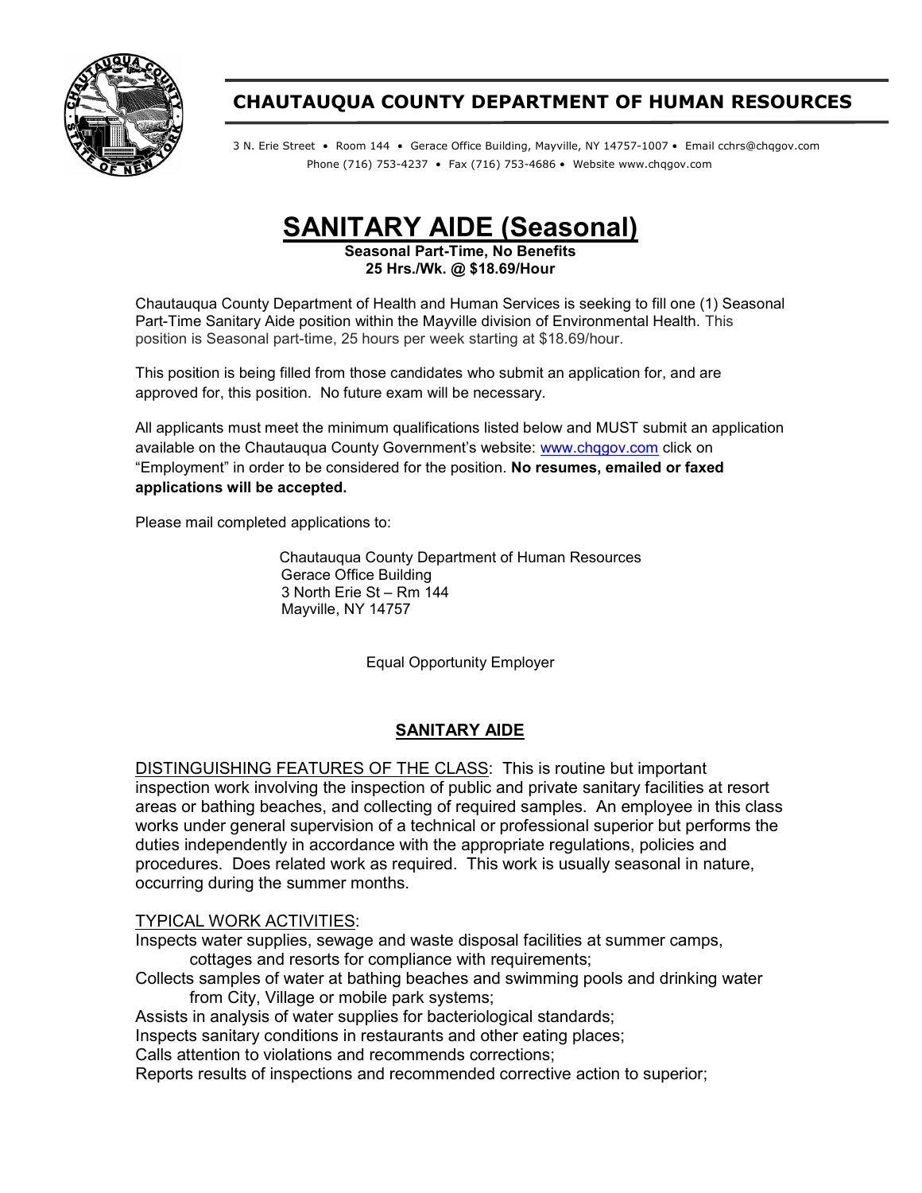## CHAUTAUQUA COUNTY DEPARTMENT OF HUMAN RESOURCES

3 N. Erie Street • Room 144 • Gerace Office Building, Mayville, NY 14757-1007 • Email cchrs@chqgov.com
Phone (716) 753-4237 • Fax (716) 753-4686 • Website www.chqgov.com

# SANITARY AIDE (Seasonal)

**Seasonal Part-Time, No Benefits**
**25 Hrs./Wk. @ $18.69/Hour**

Chautauqua County Department of Health and Human Services is seeking to fill one (1) Seasonal Part-Time Sanitary Aide position within the Mayville division of Environmental Health. This position is Seasonal part-time, 25 hours per week starting at $18.69/hour.

This position is being filled from those candidates who submit an application for, and are approved for, this position. No future exam will be necessary.

All applicants must meet the minimum qualifications listed below and MUST submit an application available on the Chautauqua County Government's website: www.chqgov.com click on "Employment" in order to be considered for the position. **No resumes, emailed or faxed applications will be accepted.**

Please mail completed applications to:

Chautauqua County Department of Human Resources
Gerace Office Building
3 North Erie St – Rm 144
Mayville, NY 14757

Equal Opportunity Employer

## SANITARY AIDE

DISTINGUISHING FEATURES OF THE CLASS: This is routine but important inspection work involving the inspection of public and private sanitary facilities at resort areas or bathing beaches, and collecting of required samples. An employee in this class works under general supervision of a technical or professional superior but performs the duties independently in accordance with the appropriate regulations, policies and procedures. Does related work as required. This work is usually seasonal in nature, occurring during the summer months.

TYPICAL WORK ACTIVITIES:

Inspects water supplies, sewage and waste disposal facilities at summer camps, cottages and resorts for compliance with requirements;
Collects samples of water at bathing beaches and swimming pools and drinking water from City, Village or mobile park systems;
Assists in analysis of water supplies for bacteriological standards;
Inspects sanitary conditions in restaurants and other eating places;
Calls attention to violations and recommends corrections;
Reports results of inspections and recommended corrective action to superior;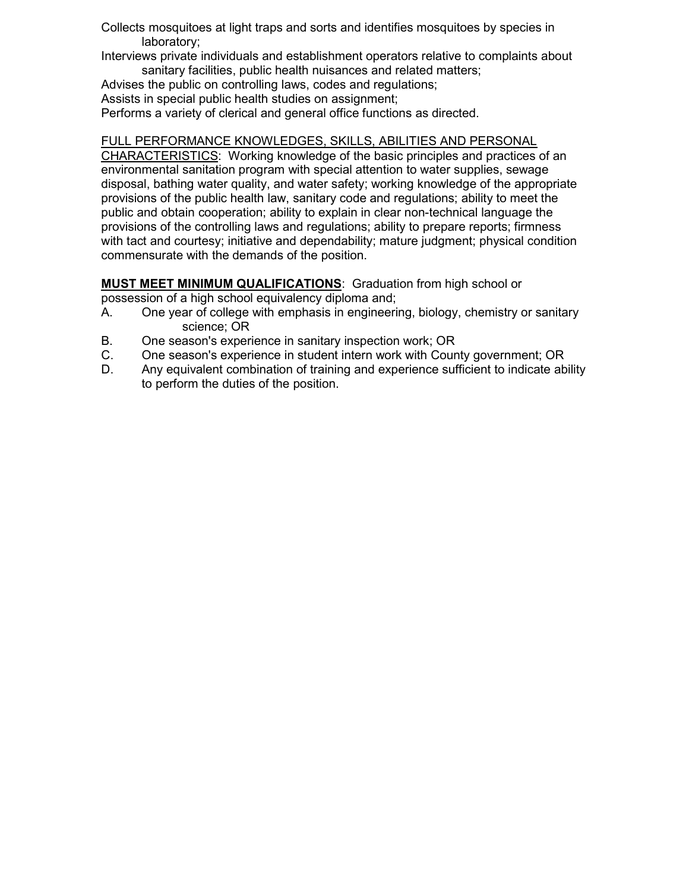Collects mosquitoes at light traps and sorts and identifies mosquitoes by species in laboratory;

Interviews private individuals and establishment operators relative to complaints about sanitary facilities, public health nuisances and related matters;

Advises the public on controlling laws, codes and regulations;

Assists in special public health studies on assignment;

Performs a variety of clerical and general office functions as directed.

<u>FULL PERFORMANCE KNOWLEDGES, SKILLS, ABILITIES AND PERSONAL CHARACTERISTICS</u>: Working knowledge of the basic principles and practices of an environmental sanitation program with special attention to water supplies, sewage disposal, bathing water quality, and water safety; working knowledge of the appropriate provisions of the public health law, sanitary code and regulations; ability to meet the public and obtain cooperation; ability to explain in clear non-technical language the provisions of the controlling laws and regulations; ability to prepare reports; firmness with tact and courtesy; initiative and dependability; mature judgment; physical condition commensurate with the demands of the position.

**<u>MUST MEET MINIMUM QUALIFICATIONS</u>**: Graduation from high school or possession of a high school equivalency diploma and;

A. One year of college with emphasis in engineering, biology, chemistry or sanitary science; OR

B. One season's experience in sanitary inspection work; OR

C. One season's experience in student intern work with County government; OR

D. Any equivalent combination of training and experience sufficient to indicate ability to perform the duties of the position.